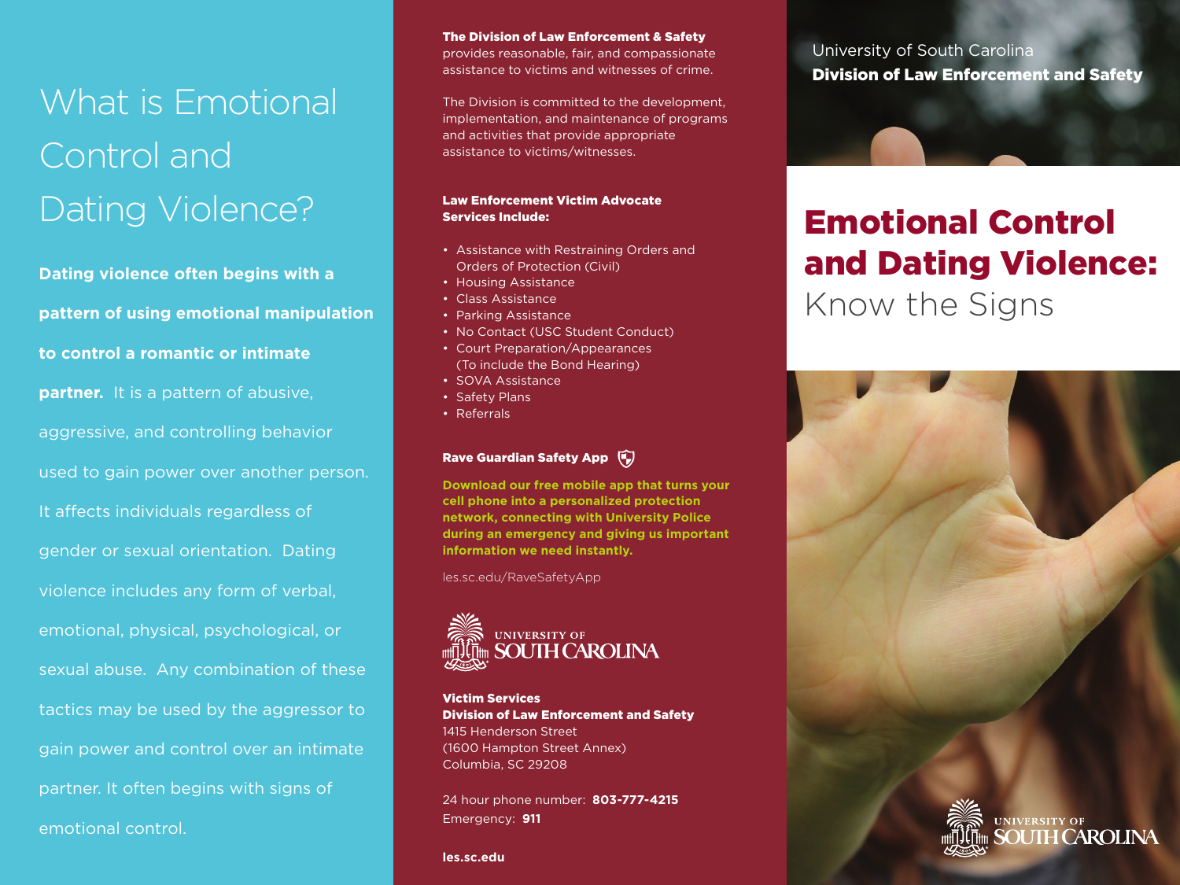# What is Emotional Control and Dating Violence?

**Dating violence often begins with a pattern of using emotional manipulation to control a romantic or intimate partner.** It is a pattern of abusive, aggressive, and controlling behavior used to gain power over another person. It affects individuals regardless of gender or sexual orientation. Dating violence includes any form of verbal, emotional, physical, psychological, or sexual abuse. Any combination of these tactics may be used by the aggressor to gain power and control over an intimate partner. It often begins with signs of emotional control.

**The Division of Law Enforcement & Safety** provides reasonable, fair, and compassionate assistance to victims and witnesses of crime.

The Division is committed to the development, implementation, and maintenance of programs and activities that provide appropriate assistance to victims/witnesses.

**Law Enforcement Victim Advocate Services Include:**

- Assistance with Restraining Orders and Orders of Protection (Civil)
- Housing Assistance
- Class Assistance
- Parking Assistance
- No Contact (USC Student Conduct)
- Court Preparation/Appearances (To include the Bond Hearing)
- SOVA Assistance
- Safety Plans
- Referrals

**Rave Guardian Safety App**

**Download our free mobile app that turns your cell phone into a personalized protection network, connecting with University Police during an emergency and giving us important information we need instantly.**

les.sc.edu/RaveSafetyApp

University of South Carolina

**Victim Services**
**Division of Law Enforcement and Safety**
1415 Henderson Street
(1600 Hampton Street Annex)
Columbia, SC 29208

24 hour phone number: **803-777-4215**
Emergency: **911**

**les.sc.edu**

University of South Carolina
**Division of Law Enforcement and Safety**

# Emotional Control and Dating Violence: Know the Signs

University of South Carolina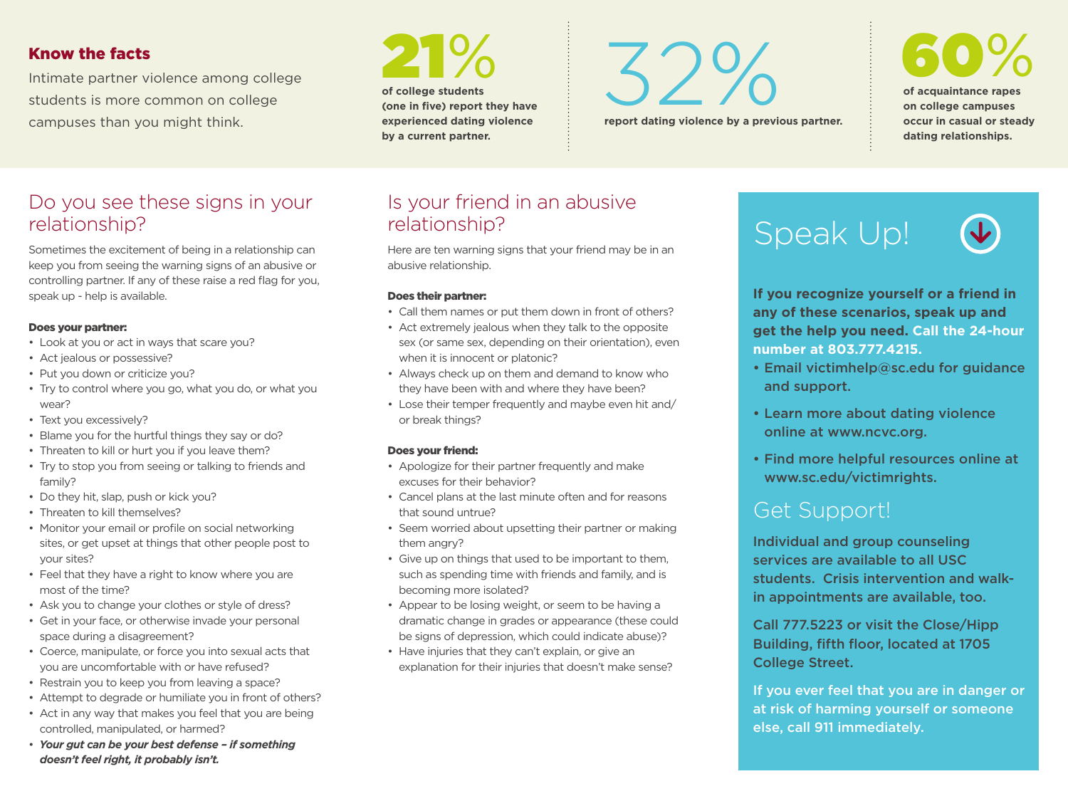## Know the facts

Intimate partner violence among college students is more common on college campuses than you might think.

**21%** of college students (one in five) report they have experienced dating violence by a current partner.

**32%** report dating violence by a previous partner.

**60%** of acquaintance rapes on college campuses occur in casual or steady dating relationships.

## Do you see these signs in your relationship?

Sometimes the excitement of being in a relationship can keep you from seeing the warning signs of an abusive or controlling partner. If any of these raise a red flag for you, speak up - help is available.

**Does your partner:**

- Look at you or act in ways that scare you?
- Act jealous or possessive?
- Put you down or criticize you?
- Try to control where you go, what you do, or what you wear?
- Text you excessively?
- Blame you for the hurtful things they say or do?
- Threaten to kill or hurt you if you leave them?
- Try to stop you from seeing or talking to friends and family?
- Do they hit, slap, push or kick you?
- Threaten to kill themselves?
- Monitor your email or profile on social networking sites, or get upset at things that other people post to your sites?
- Feel that they have a right to know where you are most of the time?
- Ask you to change your clothes or style of dress?
- Get in your face, or otherwise invade your personal space during a disagreement?
- Coerce, manipulate, or force you into sexual acts that you are uncomfortable with or have refused?
- Restrain you to keep you from leaving a space?
- Attempt to degrade or humiliate you in front of others?
- Act in any way that makes you feel that you are being controlled, manipulated, or harmed?
- ***Your gut can be your best defense – if something doesn't feel right, it probably isn't.***

## Is your friend in an abusive relationship?

Here are ten warning signs that your friend may be in an abusive relationship.

**Does their partner:**

- Call them names or put them down in front of others?
- Act extremely jealous when they talk to the opposite sex (or same sex, depending on their orientation), even when it is innocent or platonic?
- Always check up on them and demand to know who they have been with and where they have been?
- Lose their temper frequently and maybe even hit and/ or break things?

**Does your friend:**

- Apologize for their partner frequently and make excuses for their behavior?
- Cancel plans at the last minute often and for reasons that sound untrue?
- Seem worried about upsetting their partner or making them angry?
- Give up on things that used to be important to them, such as spending time with friends and family, and is becoming more isolated?
- Appear to be losing weight, or seem to be having a dramatic change in grades or appearance (these could be signs of depression, which could indicate abuse)?
- Have injuries that they can't explain, or give an explanation for their injuries that doesn't make sense?

## Speak Up!

**If you recognize yourself or a friend in any of these scenarios, speak up and get the help you need. Call the 24-hour number at 803.777.4215.**

- **Email victimhelp@sc.edu for guidance and support.**
- **Learn more about dating violence online at www.ncvc.org.**
- **Find more helpful resources online at www.sc.edu/victimrights.**

## Get Support!

**Individual and group counseling services are available to all USC students. Crisis intervention and walk-in appointments are available, too.**

**Call 777.5223 or visit the Close/Hipp Building, fifth floor, located at 1705 College Street.**

**If you ever feel that you are in danger or at risk of harming yourself or someone else, call 911 immediately.**